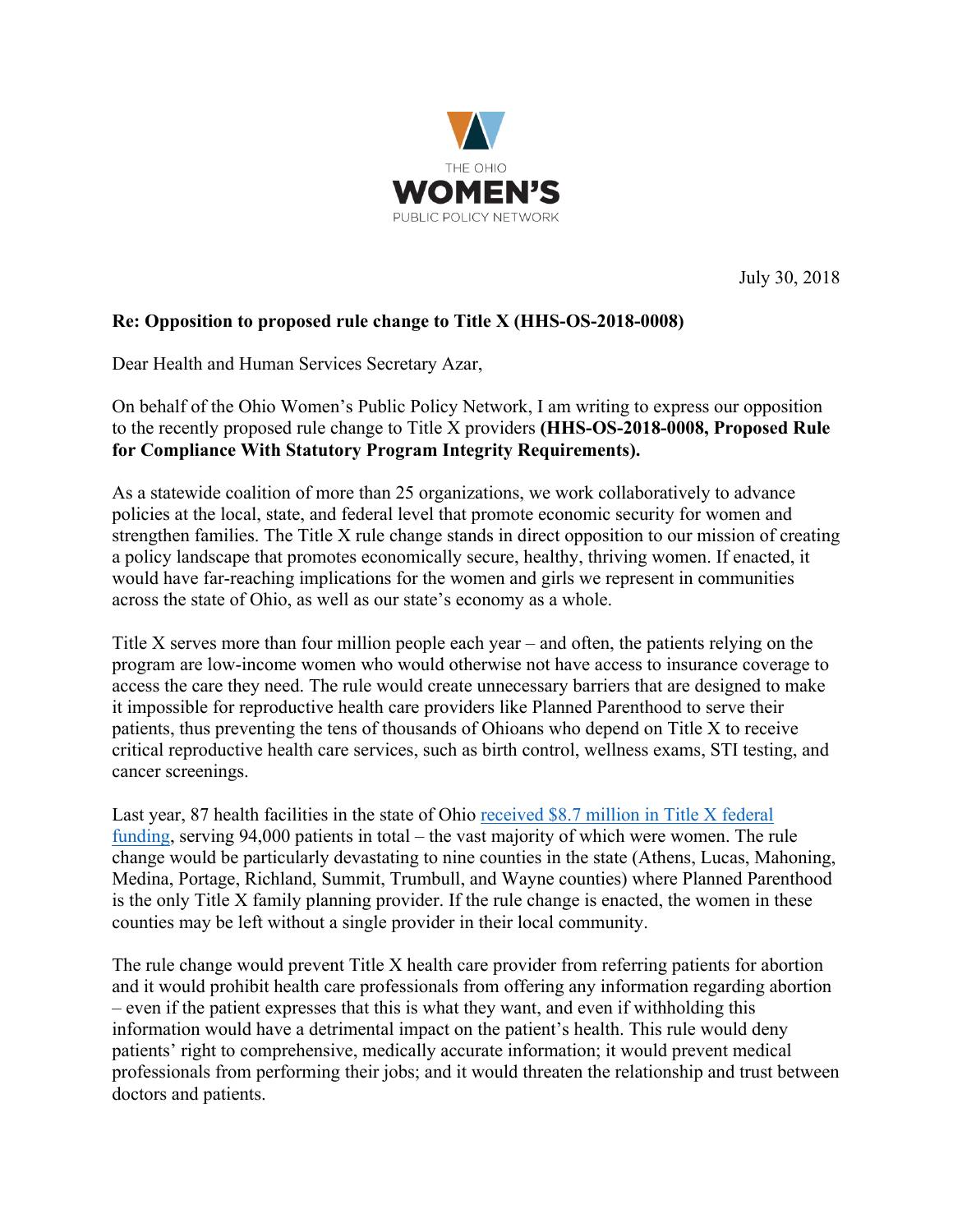THE OHIO

**WOMEN'S**

PUBLIC POLICY NETWORK

July 30, 2018

**Re: Opposition to proposed rule change to Title X (HHS-OS-2018-0008)**

Dear Health and Human Services Secretary Azar,

On behalf of the Ohio Women's Public Policy Network, I am writing to express our opposition to the recently proposed rule change to Title X providers **(HHS-OS-2018-0008, Proposed Rule for Compliance With Statutory Program Integrity Requirements).**

As a statewide coalition of more than 25 organizations, we work collaboratively to advance policies at the local, state, and federal level that promote economic security for women and strengthen families. The Title X rule change stands in direct opposition to our mission of creating a policy landscape that promotes economically secure, healthy, thriving women. If enacted, it would have far-reaching implications for the women and girls we represent in communities across the state of Ohio, as well as our state's economy as a whole.

Title X serves more than four million people each year – and often, the patients relying on the program are low-income women who would otherwise not have access to insurance coverage to access the care they need. The rule would create unnecessary barriers that are designed to make it impossible for reproductive health care providers like Planned Parenthood to serve their patients, thus preventing the tens of thousands of Ohioans who depend on Title X to receive critical reproductive health care services, such as birth control, wellness exams, STI testing, and cancer screenings.

Last year, 87 health facilities in the state of Ohio received $8.7 million in Title X federal funding, serving 94,000 patients in total – the vast majority of which were women. The rule change would be particularly devastating to nine counties in the state (Athens, Lucas, Mahoning, Medina, Portage, Richland, Summit, Trumbull, and Wayne counties) where Planned Parenthood is the only Title X family planning provider. If the rule change is enacted, the women in these counties may be left without a single provider in their local community.

The rule change would prevent Title X health care provider from referring patients for abortion and it would prohibit health care professionals from offering any information regarding abortion – even if the patient expresses that this is what they want, and even if withholding this information would have a detrimental impact on the patient's health. This rule would deny patients' right to comprehensive, medically accurate information; it would prevent medical professionals from performing their jobs; and it would threaten the relationship and trust between doctors and patients.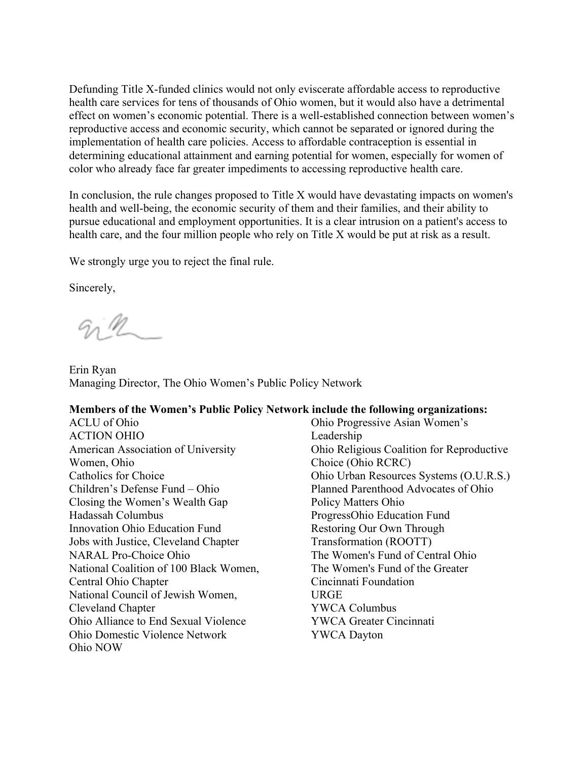Defunding Title X-funded clinics would not only eviscerate affordable access to reproductive health care services for tens of thousands of Ohio women, but it would also have a detrimental effect on women's economic potential. There is a well-established connection between women's reproductive access and economic security, which cannot be separated or ignored during the implementation of health care policies. Access to affordable contraception is essential in determining educational attainment and earning potential for women, especially for women of color who already face far greater impediments to accessing reproductive health care.

In conclusion, the rule changes proposed to Title X would have devastating impacts on women's health and well-being, the economic security of them and their families, and their ability to pursue educational and employment opportunities. It is a clear intrusion on a patient's access to health care, and the four million people who rely on Title X would be put at risk as a result.

We strongly urge you to reject the final rule.

Sincerely,

Erin Ryan
Managing Director, The Ohio Women's Public Policy Network

**Members of the Women's Public Policy Network include the following organizations:**

ACLU of Ohio
ACTION OHIO
American Association of University Women, Ohio
Catholics for Choice
Children's Defense Fund – Ohio
Closing the Women's Wealth Gap
Hadassah Columbus
Innovation Ohio Education Fund
Jobs with Justice, Cleveland Chapter
NARAL Pro-Choice Ohio
National Coalition of 100 Black Women, Central Ohio Chapter
National Council of Jewish Women, Cleveland Chapter
Ohio Alliance to End Sexual Violence
Ohio Domestic Violence Network
Ohio NOW
Ohio Progressive Asian Women's Leadership
Ohio Religious Coalition for Reproductive Choice (Ohio RCRC)
Ohio Urban Resources Systems (O.U.R.S.)
Planned Parenthood Advocates of Ohio
Policy Matters Ohio
ProgressOhio Education Fund
Restoring Our Own Through Transformation (ROOTT)
The Women's Fund of Central Ohio
The Women's Fund of the Greater Cincinnati Foundation
URGE
YWCA Columbus
YWCA Greater Cincinnati
YWCA Dayton